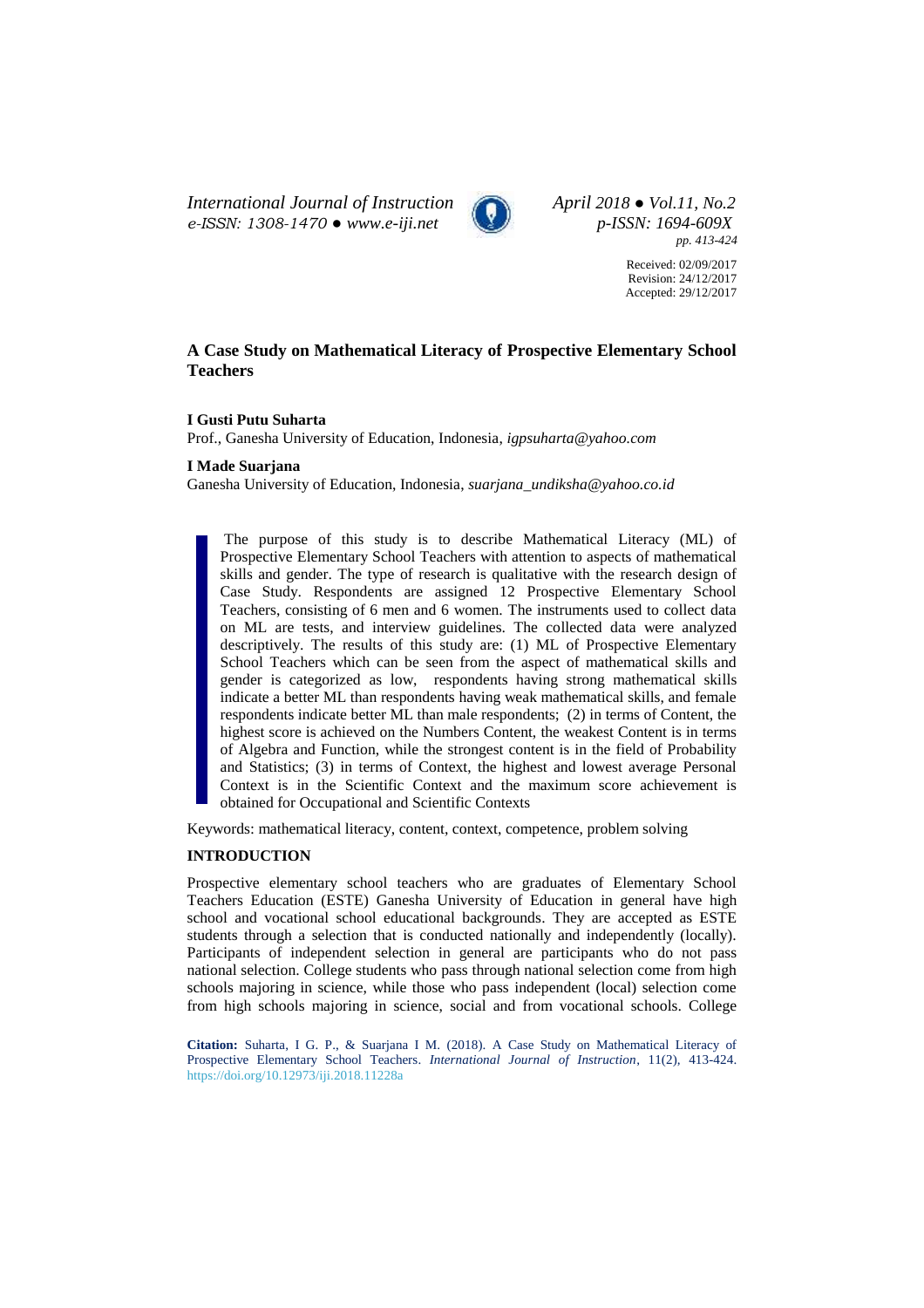# A Case Study on Mathematical Literacy of Prospective Elementary School Teachers

**I Gusti Putu Suharta**
Prof., Ganesha University of Education, Indonesia, *igpsuharta@yahoo.com*

**I Made Suarjana**
Ganesha University of Education, Indonesia, *suarjana_undiksha@yahoo.co.id*

Received: 02/09/2017
Revision: 24/12/2017
Accepted: 29/12/2017

The purpose of this study is to describe Mathematical Literacy (ML) of Prospective Elementary School Teachers with attention to aspects of mathematical skills and gender. The type of research is qualitative with the research design of Case Study. Respondents are assigned 12 Prospective Elementary School Teachers, consisting of 6 men and 6 women. The instruments used to collect data on ML are tests, and interview guidelines. The collected data were analyzed descriptively. The results of this study are: (1) ML of Prospective Elementary School Teachers which can be seen from the aspect of mathematical skills and gender is categorized as low, respondents having strong mathematical skills indicate a better ML than respondents having weak mathematical skills, and female respondents indicate better ML than male respondents; (2) in terms of Content, the highest score is achieved on the Numbers Content, the weakest Content is in terms of Algebra and Function, while the strongest content is in the field of Probability and Statistics; (3) in terms of Context, the highest and lowest average Personal Context is in the Scientific Context and the maximum score achievement is obtained for Occupational and Scientific Contexts

Keywords: mathematical literacy, content, context, competence, problem solving

## INTRODUCTION

Prospective elementary school teachers who are graduates of Elementary School Teachers Education (ESTE) Ganesha University of Education in general have high school and vocational school educational backgrounds. They are accepted as ESTE students through a selection that is conducted nationally and independently (locally). Participants of independent selection in general are participants who do not pass national selection. College students who pass through national selection come from high schools majoring in science, while those who pass independent (local) selection come from high schools majoring in science, social and from vocational schools. College

**Citation:** Suharta, I G. P., & Suarjana I M. (2018). A Case Study on Mathematical Literacy of Prospective Elementary School Teachers. *International Journal of Instruction*, 11(2), 413-424. https://doi.org/10.12973/iji.2018.11228a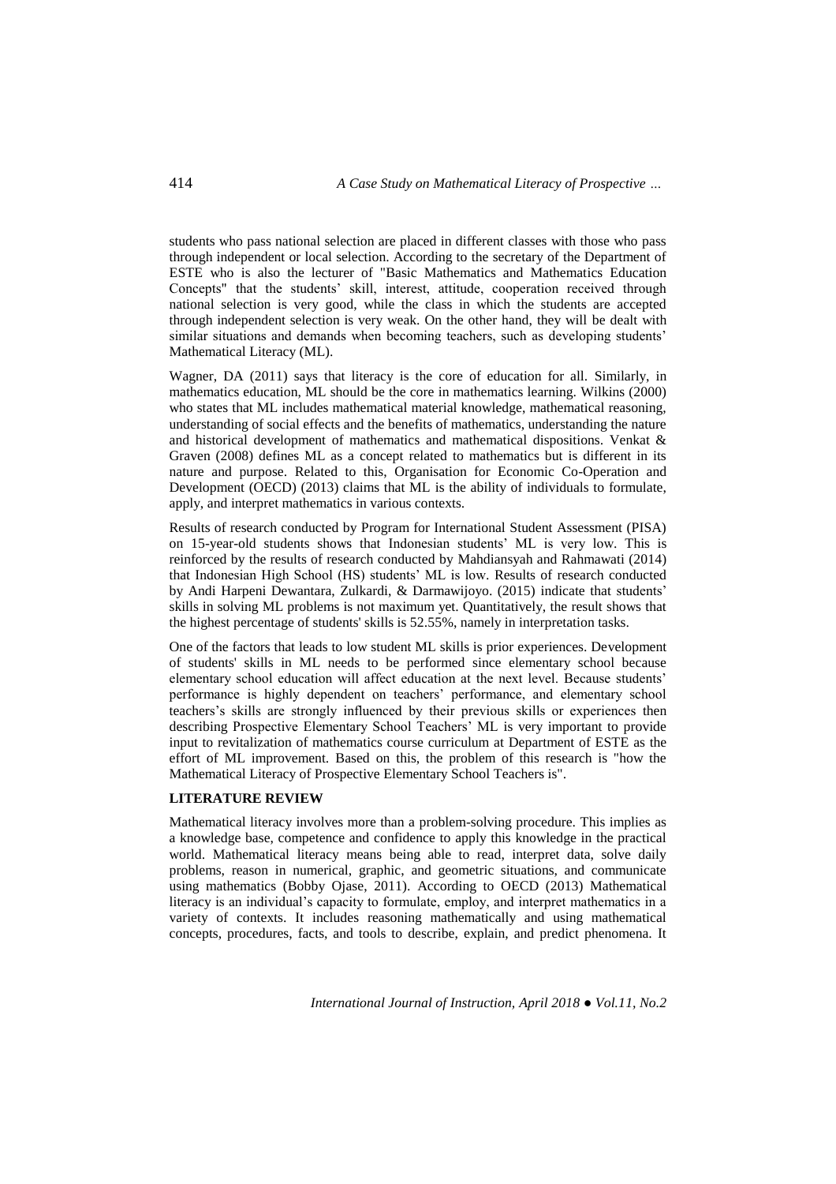students who pass national selection are placed in different classes with those who pass through independent or local selection. According to the secretary of the Department of ESTE who is also the lecturer of "Basic Mathematics and Mathematics Education Concepts" that the students' skill, interest, attitude, cooperation received through national selection is very good, while the class in which the students are accepted through independent selection is very weak. On the other hand, they will be dealt with similar situations and demands when becoming teachers, such as developing students' Mathematical Literacy (ML).

Wagner, DA (2011) says that literacy is the core of education for all. Similarly, in mathematics education, ML should be the core in mathematics learning. Wilkins (2000) who states that ML includes mathematical material knowledge, mathematical reasoning, understanding of social effects and the benefits of mathematics, understanding the nature and historical development of mathematics and mathematical dispositions. Venkat & Graven (2008) defines ML as a concept related to mathematics but is different in its nature and purpose. Related to this, Organisation for Economic Co-Operation and Development (OECD) (2013) claims that ML is the ability of individuals to formulate, apply, and interpret mathematics in various contexts.

Results of research conducted by Program for International Student Assessment (PISA) on 15-year-old students shows that Indonesian students' ML is very low. This is reinforced by the results of research conducted by Mahdiansyah and Rahmawati (2014) that Indonesian High School (HS) students' ML is low. Results of research conducted by Andi Harpeni Dewantara, Zulkardi, & Darmawijoyo. (2015) indicate that students' skills in solving ML problems is not maximum yet. Quantitatively, the result shows that the highest percentage of students' skills is 52.55%, namely in interpretation tasks.

One of the factors that leads to low student ML skills is prior experiences. Development of students' skills in ML needs to be performed since elementary school because elementary school education will affect education at the next level. Because students' performance is highly dependent on teachers' performance, and elementary school teachers's skills are strongly influenced by their previous skills or experiences then describing Prospective Elementary School Teachers' ML is very important to provide input to revitalization of mathematics course curriculum at Department of ESTE as the effort of ML improvement. Based on this, the problem of this research is "how the Mathematical Literacy of Prospective Elementary School Teachers is".

## LITERATURE REVIEW

Mathematical literacy involves more than a problem-solving procedure. This implies as a knowledge base, competence and confidence to apply this knowledge in the practical world. Mathematical literacy means being able to read, interpret data, solve daily problems, reason in numerical, graphic, and geometric situations, and communicate using mathematics (Bobby Ojase, 2011). According to OECD (2013) Mathematical literacy is an individual's capacity to formulate, employ, and interpret mathematics in a variety of contexts. It includes reasoning mathematically and using mathematical concepts, procedures, facts, and tools to describe, explain, and predict phenomena. It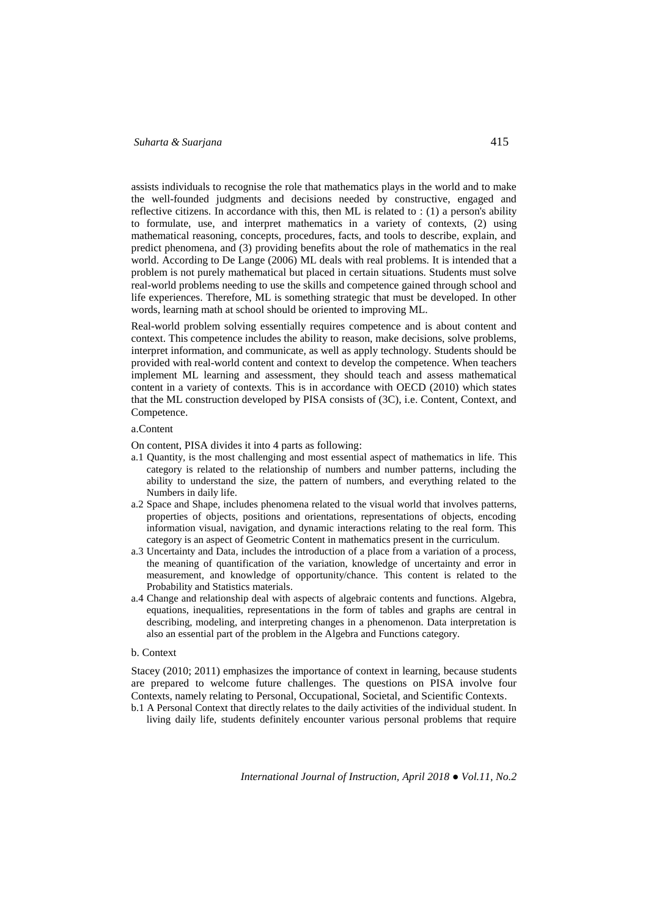assists individuals to recognise the role that mathematics plays in the world and to make the well-founded judgments and decisions needed by constructive, engaged and reflective citizens. In accordance with this, then ML is related to : (1) a person's ability to formulate, use, and interpret mathematics in a variety of contexts, (2) using mathematical reasoning, concepts, procedures, facts, and tools to describe, explain, and predict phenomena, and (3) providing benefits about the role of mathematics in the real world. According to De Lange (2006) ML deals with real problems. It is intended that a problem is not purely mathematical but placed in certain situations. Students must solve real-world problems needing to use the skills and competence gained through school and life experiences. Therefore, ML is something strategic that must be developed. In other words, learning math at school should be oriented to improving ML.

Real-world problem solving essentially requires competence and is about content and context. This competence includes the ability to reason, make decisions, solve problems, interpret information, and communicate, as well as apply technology. Students should be provided with real-world content and context to develop the competence. When teachers implement ML learning and assessment, they should teach and assess mathematical content in a variety of contexts. This is in accordance with OECD (2010) which states that the ML construction developed by PISA consists of (3C), i.e. Content, Context, and Competence.

a.Content

On content, PISA divides it into 4 parts as following:

a.1 Quantity, is the most challenging and most essential aspect of mathematics in life. This category is related to the relationship of numbers and number patterns, including the ability to understand the size, the pattern of numbers, and everything related to the Numbers in daily life.

a.2 Space and Shape, includes phenomena related to the visual world that involves patterns, properties of objects, positions and orientations, representations of objects, encoding information visual, navigation, and dynamic interactions relating to the real form. This category is an aspect of Geometric Content in mathematics present in the curriculum.

a.3 Uncertainty and Data, includes the introduction of a place from a variation of a process, the meaning of quantification of the variation, knowledge of uncertainty and error in measurement, and knowledge of opportunity/chance. This content is related to the Probability and Statistics materials.

a.4 Change and relationship deal with aspects of algebraic contents and functions. Algebra, equations, inequalities, representations in the form of tables and graphs are central in describing, modeling, and interpreting changes in a phenomenon. Data interpretation is also an essential part of the problem in the Algebra and Functions category.

b. Context

Stacey (2010; 2011) emphasizes the importance of context in learning, because students are prepared to welcome future challenges. The questions on PISA involve four Contexts, namely relating to Personal, Occupational, Societal, and Scientific Contexts.

b.1 A Personal Context that directly relates to the daily activities of the individual student. In living daily life, students definitely encounter various personal problems that require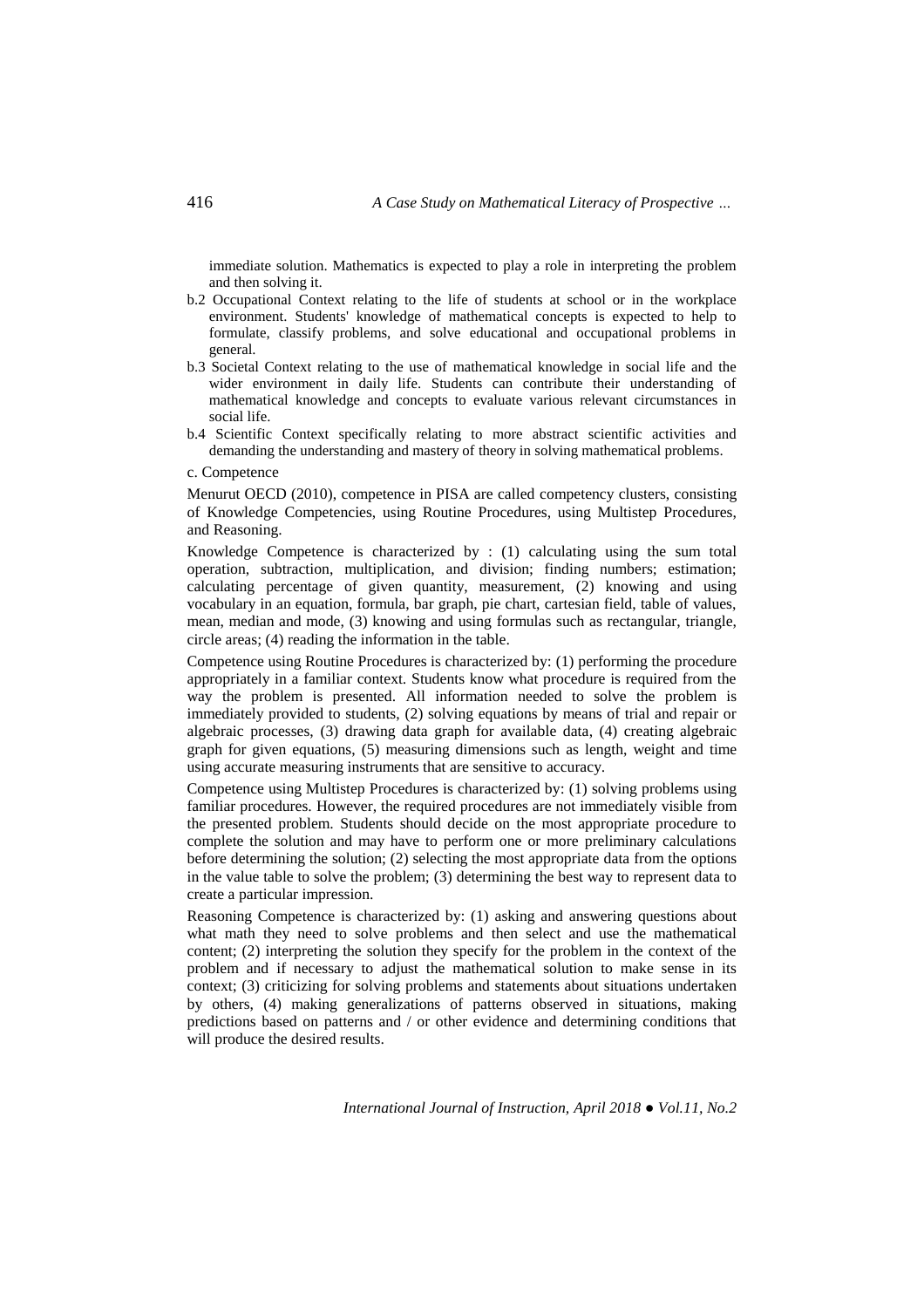immediate solution. Mathematics is expected to play a role in interpreting the problem and then solving it.

b.2 Occupational Context relating to the life of students at school or in the workplace environment. Students' knowledge of mathematical concepts is expected to help to formulate, classify problems, and solve educational and occupational problems in general.

b.3 Societal Context relating to the use of mathematical knowledge in social life and the wider environment in daily life. Students can contribute their understanding of mathematical knowledge and concepts to evaluate various relevant circumstances in social life.

b.4 Scientific Context specifically relating to more abstract scientific activities and demanding the understanding and mastery of theory in solving mathematical problems.

c. Competence

Menurut OECD (2010), competence in PISA are called competency clusters, consisting of Knowledge Competencies, using Routine Procedures, using Multistep Procedures, and Reasoning.

Knowledge Competence is characterized by : (1) calculating using the sum total operation, subtraction, multiplication, and division; finding numbers; estimation; calculating percentage of given quantity, measurement, (2) knowing and using vocabulary in an equation, formula, bar graph, pie chart, cartesian field, table of values, mean, median and mode, (3) knowing and using formulas such as rectangular, triangle, circle areas; (4) reading the information in the table.

Competence using Routine Procedures is characterized by: (1) performing the procedure appropriately in a familiar context. Students know what procedure is required from the way the problem is presented. All information needed to solve the problem is immediately provided to students, (2) solving equations by means of trial and repair or algebraic processes, (3) drawing data graph for available data, (4) creating algebraic graph for given equations, (5) measuring dimensions such as length, weight and time using accurate measuring instruments that are sensitive to accuracy.

Competence using Multistep Procedures is characterized by: (1) solving problems using familiar procedures. However, the required procedures are not immediately visible from the presented problem. Students should decide on the most appropriate procedure to complete the solution and may have to perform one or more preliminary calculations before determining the solution; (2) selecting the most appropriate data from the options in the value table to solve the problem; (3) determining the best way to represent data to create a particular impression.

Reasoning Competence is characterized by: (1) asking and answering questions about what math they need to solve problems and then select and use the mathematical content; (2) interpreting the solution they specify for the problem in the context of the problem and if necessary to adjust the mathematical solution to make sense in its context; (3) criticizing for solving problems and statements about situations undertaken by others, (4) making generalizations of patterns observed in situations, making predictions based on patterns and / or other evidence and determining conditions that will produce the desired results.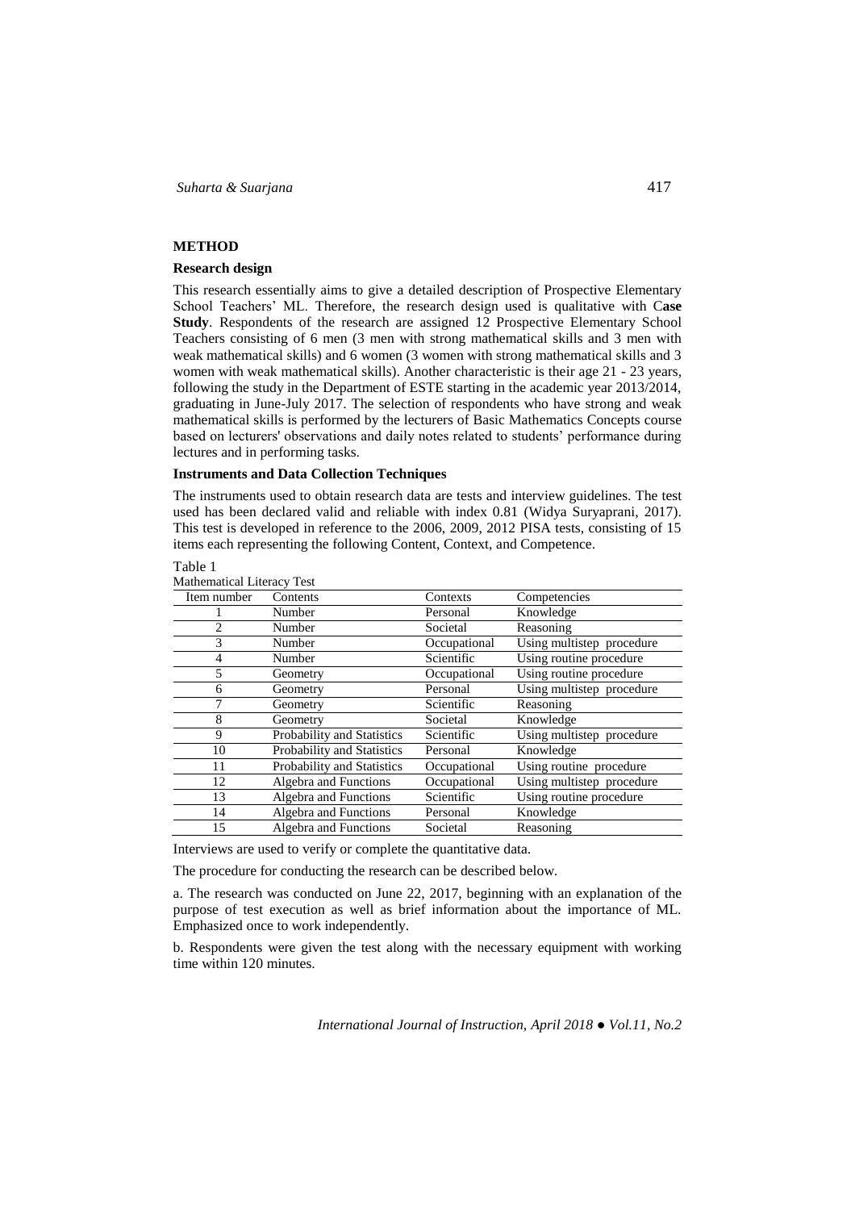## METHOD

### Research design

This research essentially aims to give a detailed description of Prospective Elementary School Teachers' ML. Therefore, the research design used is qualitative with C**ase Study**. Respondents of the research are assigned 12 Prospective Elementary School Teachers consisting of 6 men (3 men with strong mathematical skills and 3 men with weak mathematical skills) and 6 women (3 women with strong mathematical skills and 3 women with weak mathematical skills). Another characteristic is their age 21 - 23 years, following the study in the Department of ESTE starting in the academic year 2013/2014, graduating in June-July 2017. The selection of respondents who have strong and weak mathematical skills is performed by the lecturers of Basic Mathematics Concepts course based on lecturers' observations and daily notes related to students' performance during lectures and in performing tasks.

### Instruments and Data Collection Techniques

The instruments used to obtain research data are tests and interview guidelines. The test used has been declared valid and reliable with index 0.81 (Widya Suryaprani, 2017). This test is developed in reference to the 2006, 2009, 2012 PISA tests, consisting of 15 items each representing the following Content, Context, and Competence.

Table 1
Mathematical Literacy Test

| Item number | Contents | Contexts | Competencies |
|---|---|---|---|
| 1 | Number | Personal | Knowledge |
| 2 | Number | Societal | Reasoning |
| 3 | Number | Occupational | Using multistep procedure |
| 4 | Number | Scientific | Using routine procedure |
| 5 | Geometry | Occupational | Using routine procedure |
| 6 | Geometry | Personal | Using multistep procedure |
| 7 | Geometry | Scientific | Reasoning |
| 8 | Geometry | Societal | Knowledge |
| 9 | Probability and Statistics | Scientific | Using multistep procedure |
| 10 | Probability and Statistics | Personal | Knowledge |
| 11 | Probability and Statistics | Occupational | Using routine procedure |
| 12 | Algebra and Functions | Occupational | Using multistep procedure |
| 13 | Algebra and Functions | Scientific | Using routine procedure |
| 14 | Algebra and Functions | Personal | Knowledge |
| 15 | Algebra and Functions | Societal | Reasoning |

Interviews are used to verify or complete the quantitative data.

The procedure for conducting the research can be described below.

a. The research was conducted on June 22, 2017, beginning with an explanation of the purpose of test execution as well as brief information about the importance of ML. Emphasized once to work independently.

b. Respondents were given the test along with the necessary equipment with working time within 120 minutes.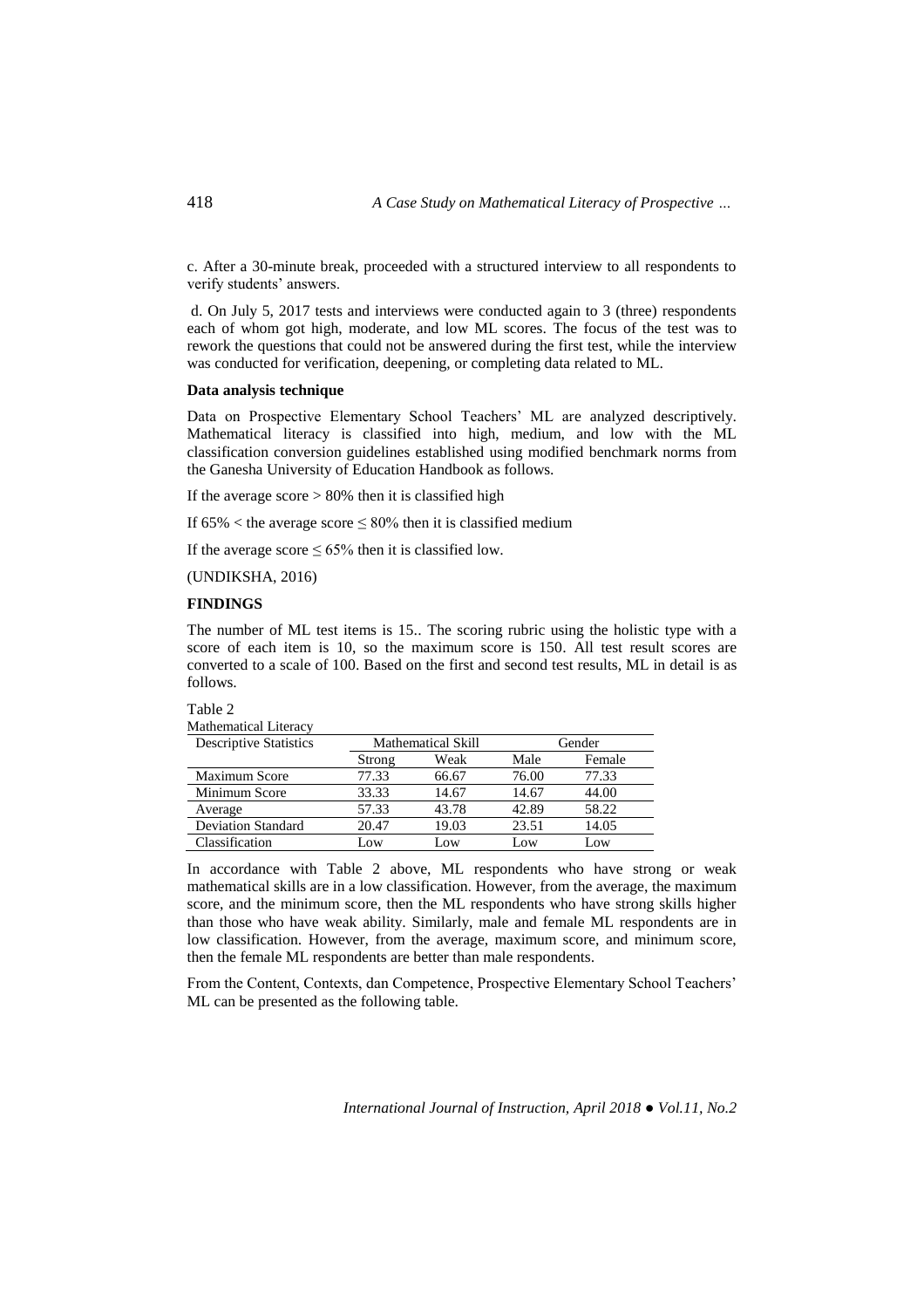c. After a 30-minute break, proceeded with a structured interview to all respondents to verify students' answers.

d. On July 5, 2017 tests and interviews were conducted again to 3 (three) respondents each of whom got high, moderate, and low ML scores. The focus of the test was to rework the questions that could not be answered during the first test, while the interview was conducted for verification, deepening, or completing data related to ML.

**Data analysis technique**

Data on Prospective Elementary School Teachers' ML are analyzed descriptively. Mathematical literacy is classified into high, medium, and low with the ML classification conversion guidelines established using modified benchmark norms from the Ganesha University of Education Handbook as follows.

If the average score > 80% then it is classified high

If 65% < the average score ≤ 80% then it is classified medium

If the average score ≤ 65% then it is classified low.

(UNDIKSHA, 2016)

**FINDINGS**

The number of ML test items is 15.. The scoring rubric using the holistic type with a score of each item is 10, so the maximum score is 150. All test result scores are converted to a scale of 100. Based on the first and second test results, ML in detail is as follows.

Table 2
Mathematical Literacy

| Descriptive Statistics | Mathematical Skill | | Gender | |
|---|---|---|---|---|
| | Strong | Weak | Male | Female |
| Maximum Score | 77.33 | 66.67 | 76.00 | 77.33 |
| Minimum Score | 33.33 | 14.67 | 14.67 | 44.00 |
| Average | 57.33 | 43.78 | 42.89 | 58.22 |
| Deviation Standard | 20.47 | 19.03 | 23.51 | 14.05 |
| Classification | Low | Low | Low | Low |

In accordance with Table 2 above, ML respondents who have strong or weak mathematical skills are in a low classification. However, from the average, the maximum score, and the minimum score, then the ML respondents who have strong skills higher than those who have weak ability. Similarly, male and female ML respondents are in low classification. However, from the average, maximum score, and minimum score, then the female ML respondents are better than male respondents.

From the Content, Contexts, dan Competence, Prospective Elementary School Teachers' ML can be presented as the following table.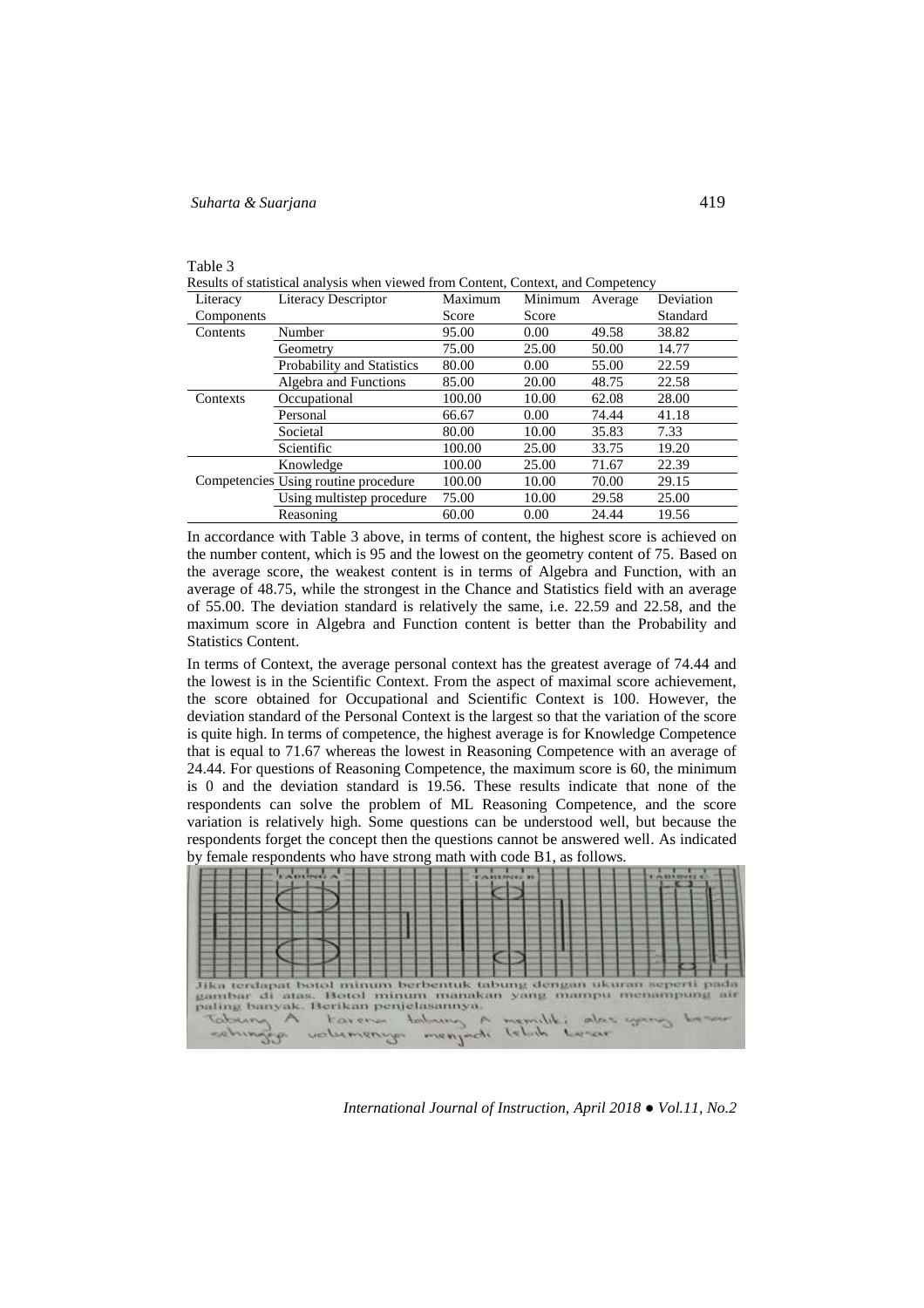Table 3

Results of statistical analysis when viewed from Content, Context, and Competency

| Literacy Components | Literacy Descriptor | Maximum Score | Minimum Score | Average | Deviation Standard |
|---|---|---|---|---|---|
| Contents | Number | 95.00 | 0.00 | 49.58 | 38.82 |
| | Geometry | 75.00 | 25.00 | 50.00 | 14.77 |
| | Probability and Statistics | 80.00 | 0.00 | 55.00 | 22.59 |
| | Algebra and Functions | 85.00 | 20.00 | 48.75 | 22.58 |
| Contexts | Occupational | 100.00 | 10.00 | 62.08 | 28.00 |
| | Personal | 66.67 | 0.00 | 74.44 | 41.18 |
| | Societal | 80.00 | 10.00 | 35.83 | 7.33 |
| | Scientific | 100.00 | 25.00 | 33.75 | 19.20 |
| Competencies | Knowledge | 100.00 | 25.00 | 71.67 | 22.39 |
| | Using routine procedure | 100.00 | 10.00 | 70.00 | 29.15 |
| | Using multistep procedure | 75.00 | 10.00 | 29.58 | 25.00 |
| | Reasoning | 60.00 | 0.00 | 24.44 | 19.56 |

In accordance with Table 3 above, in terms of content, the highest score is achieved on the number content, which is 95 and the lowest on the geometry content of 75. Based on the average score, the weakest content is in terms of Algebra and Function, with an average of 48.75, while the strongest in the Chance and Statistics field with an average of 55.00. The deviation standard is relatively the same, i.e. 22.59 and 22.58, and the maximum score in Algebra and Function content is better than the Probability and Statistics Content.

In terms of Context, the average personal context has the greatest average of 74.44 and the lowest is in the Scientific Context. From the aspect of maximal score achievement, the score obtained for Occupational and Scientific Context is 100. However, the deviation standard of the Personal Context is the largest so that the variation of the score is quite high. In terms of competence, the highest average is for Knowledge Competence that is equal to 71.67 whereas the lowest in Reasoning Competence with an average of 24.44. For questions of Reasoning Competence, the maximum score is 60, the minimum is 0 and the deviation standard is 19.56. These results indicate that none of the respondents can solve the problem of ML Reasoning Competence, and the score variation is relatively high. Some questions can be understood well, but because the respondents forget the concept then the questions cannot be answered well. As indicated by female respondents who have strong math with code B1, as follows.

TABUNG A TABUNG B TABUNG C

Jika terdapat botol minum berbentuk tabung dengan ukuran seperti pada gambar di atas. Botol minum manakan yang mampu menampung air paling banyak. Berikan penjelasannya.

Tabung A karena tabung A memiliki alas yang besar sehingga volumenya menjadi lebih besar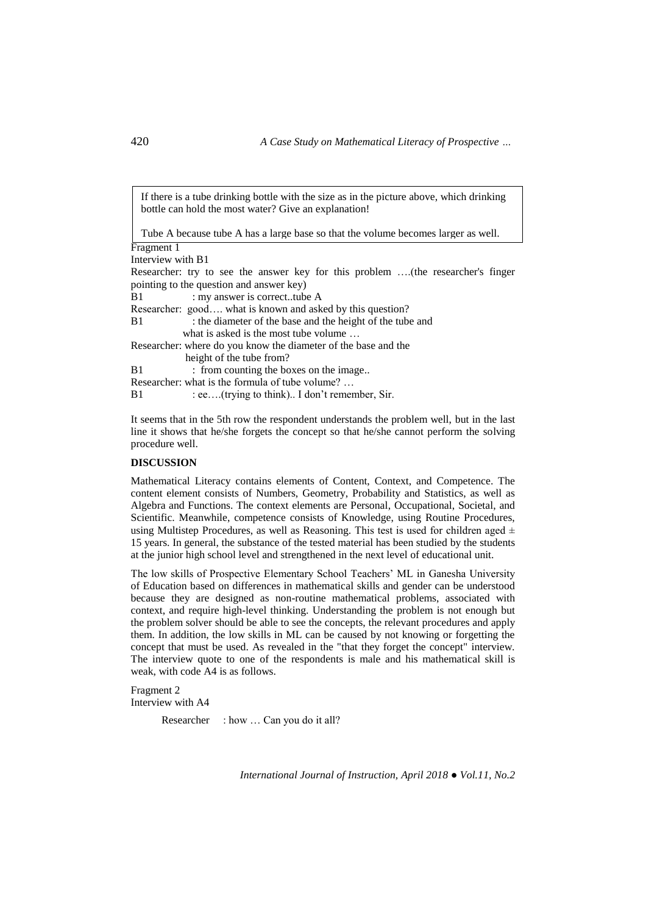> If there is a tube drinking bottle with the size as in the picture above, which drinking bottle can hold the most water? Give an explanation!
>
> Tube A because tube A has a large base so that the volume becomes larger as well.

Fragment 1
Interview with B1

Researcher: try to see the answer key for this problem ….(the researcher's finger pointing to the question and answer key)
B1 : my answer is correct..tube A
Researcher: good…. what is known and asked by this question?
B1 : the diameter of the base and the height of the tube and what is asked is the most tube volume …
Researcher: where do you know the diameter of the base and the height of the tube from?
B1 : from counting the boxes on the image..
Researcher: what is the formula of tube volume? …
B1 : ee….(trying to think).. I don't remember, Sir.

It seems that in the 5th row the respondent understands the problem well, but in the last line it shows that he/she forgets the concept so that he/she cannot perform the solving procedure well.

## DISCUSSION

Mathematical Literacy contains elements of Content, Context, and Competence. The content element consists of Numbers, Geometry, Probability and Statistics, as well as Algebra and Functions. The context elements are Personal, Occupational, Societal, and Scientific. Meanwhile, competence consists of Knowledge, using Routine Procedures, using Multistep Procedures, as well as Reasoning. This test is used for children aged ± 15 years. In general, the substance of the tested material has been studied by the students at the junior high school level and strengthened in the next level of educational unit.

The low skills of Prospective Elementary School Teachers' ML in Ganesha University of Education based on differences in mathematical skills and gender can be understood because they are designed as non-routine mathematical problems, associated with context, and require high-level thinking. Understanding the problem is not enough but the problem solver should be able to see the concepts, the relevant procedures and apply them. In addition, the low skills in ML can be caused by not knowing or forgetting the concept that must be used. As revealed in the "that they forget the concept" interview. The interview quote to one of the respondents is male and his mathematical skill is weak, with code A4 is as follows.

Fragment 2
Interview with A4

Researcher : how … Can you do it all?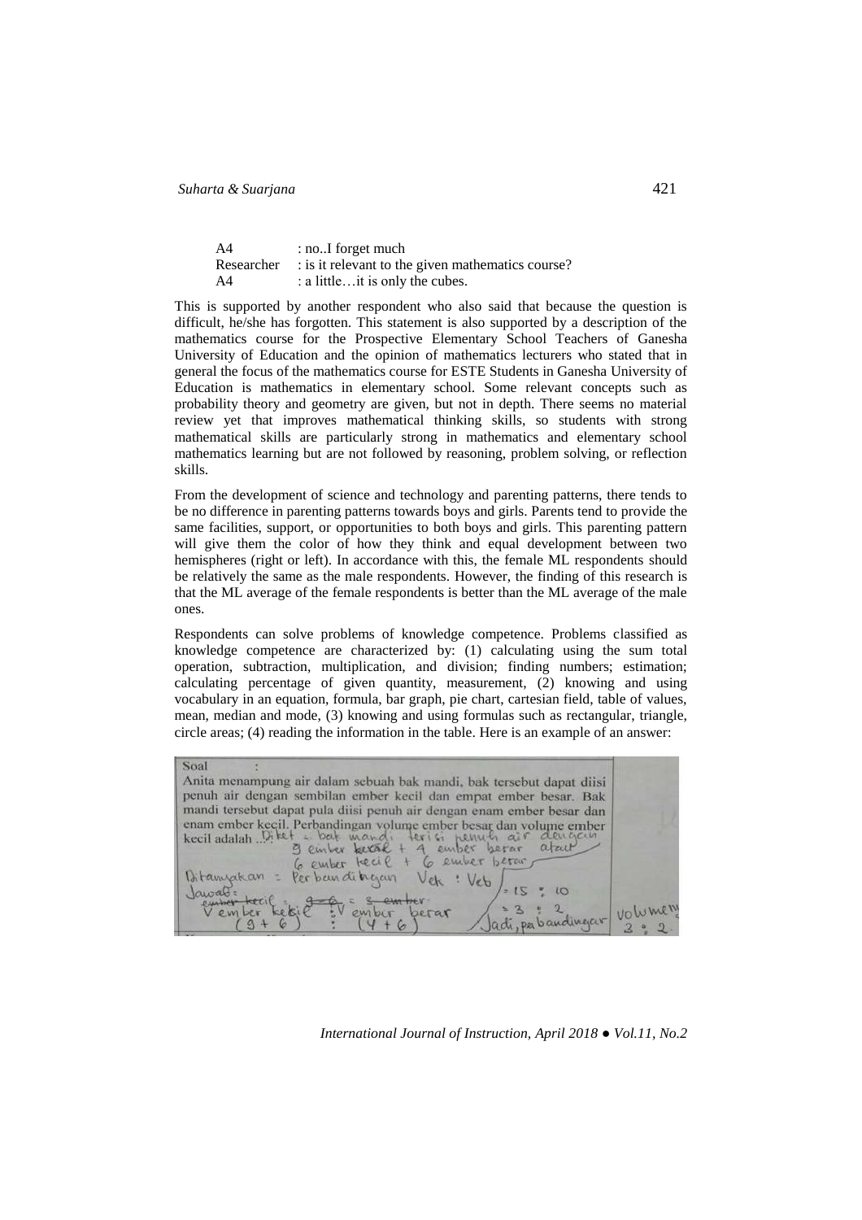| | |
|---|---|
| A4 | : no..I forget much |
| Researcher | : is it relevant to the given mathematics course? |
| A4 | : a little…it is only the cubes. |

This is supported by another respondent who also said that because the question is difficult, he/she has forgotten. This statement is also supported by a description of the mathematics course for the Prospective Elementary School Teachers of Ganesha University of Education and the opinion of mathematics lecturers who stated that in general the focus of the mathematics course for ESTE Students in Ganesha University of Education is mathematics in elementary school. Some relevant concepts such as probability theory and geometry are given, but not in depth. There seems no material review yet that improves mathematical thinking skills, so students with strong mathematical skills are particularly strong in mathematics and elementary school mathematics learning but are not followed by reasoning, problem solving, or reflection skills.

From the development of science and technology and parenting patterns, there tends to be no difference in parenting patterns towards boys and girls. Parents tend to provide the same facilities, support, or opportunities to both boys and girls. This parenting pattern will give them the color of how they think and equal development between two hemispheres (right or left). In accordance with this, the female ML respondents should be relatively the same as the male respondents. However, the finding of this research is that the ML average of the female respondents is better than the ML average of the male ones.

Respondents can solve problems of knowledge competence. Problems classified as knowledge competence are characterized by: (1) calculating using the sum total operation, subtraction, multiplication, and division; finding numbers; estimation; calculating percentage of given quantity, measurement, (2) knowing and using vocabulary in an equation, formula, bar graph, pie chart, cartesian field, table of values, mean, median and mode, (3) knowing and using formulas such as rectangular, triangle, circle areas; (4) reading the information in the table. Here is an example of an answer:

Soal :
Anita menampung air dalam sebuah bak mandi, bak tersebut dapat diisi penuh air dengan sembilan ember kecil dan empat ember besar. Bak mandi tersebut dapat pula diisi penuh air dengan enam ember besar dan enam ember kecil. Perbandingan volume ember besar dan volume ember kecil adalah ... Diket = bak mandi terisi penuh air dengan 9 ember kecil + 4 ember besar atau 6 ember kecil + 6 ember besar
Ditanyakan = Perbandingan Vek : Veb
Jawab: V ember kecil : V ember besar = (9 + 6) : (4 + 6) = 15 : 10 = 3 : 2
Jadi, perbandingan volume 3 : 2.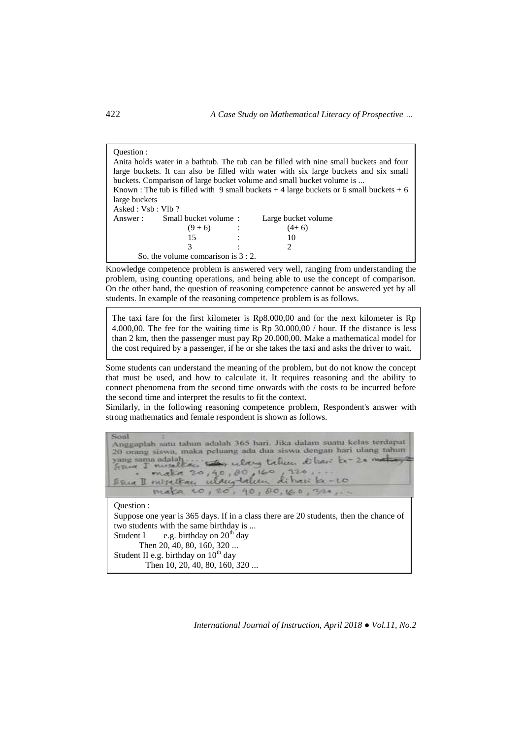Question :

Anita holds water in a bathtub. The tub can be filled with nine small buckets and four large buckets. It can also be filled with water with six large buckets and six small buckets. Comparison of large bucket volume and small bucket volume is ...

Known : The tub is filled with 9 small buckets + 4 large buckets or 6 small buckets + 6 large buckets

Asked : Vsb : Vlb ?

| Answer : | Small bucket volume | : | Large bucket volume |
|---|---|---|---|
| | (9 + 6) | : | (4+ 6) |
| | 15 | : | 10 |
| | 3 | : | 2 |

So, the volume comparison is 3 : 2.

Knowledge competence problem is answered very well, ranging from understanding the problem, using counting operations, and being able to use the concept of comparison. On the other hand, the question of reasoning competence cannot be answered yet by all students. In example of the reasoning competence problem is as follows.

The taxi fare for the first kilometer is Rp8.000,00 and for the next kilometer is Rp 4.000,00. The fee for the waiting time is Rp 30.000,00 / hour. If the distance is less than 2 km, then the passenger must pay Rp 20.000,00. Make a mathematical model for the cost required by a passenger, if he or she takes the taxi and asks the driver to wait.

Some students can understand the meaning of the problem, but do not know the concept that must be used, and how to calculate it. It requires reasoning and the ability to connect phenomena from the second time onwards with the costs to be incurred before the second time and interpret the results to fit the context.

Similarly, in the following reasoning competence problem, Respondent's answer with strong mathematics and female respondent is shown as follows.

Soal :

Anggaplah satu tahun adalah 365 hari. Jika dalam suatu kelas terdapat 20 orang siswa, maka peluang ada dua siswa dengan hari ulang tahun yang sama adalah ....

Siswa I misalkan ulang tahun di hari ke-20 maka

maka 20, 40, 80, 160, 320, ...

Siswa II misalkan ulang tahun di hari ke-10

maka 10, 20, 40, 80, 160, 320, ...

Question :

Suppose one year is 365 days. If in a class there are 20 students, then the chance of two students with the same birthday is ...

Student I e.g. birthday on $20^{th}$ day

Then 20, 40, 80, 160, 320 ...

Student II e.g. birthday on $10^{th}$ day

Then 10, 20, 40, 80, 160, 320 ...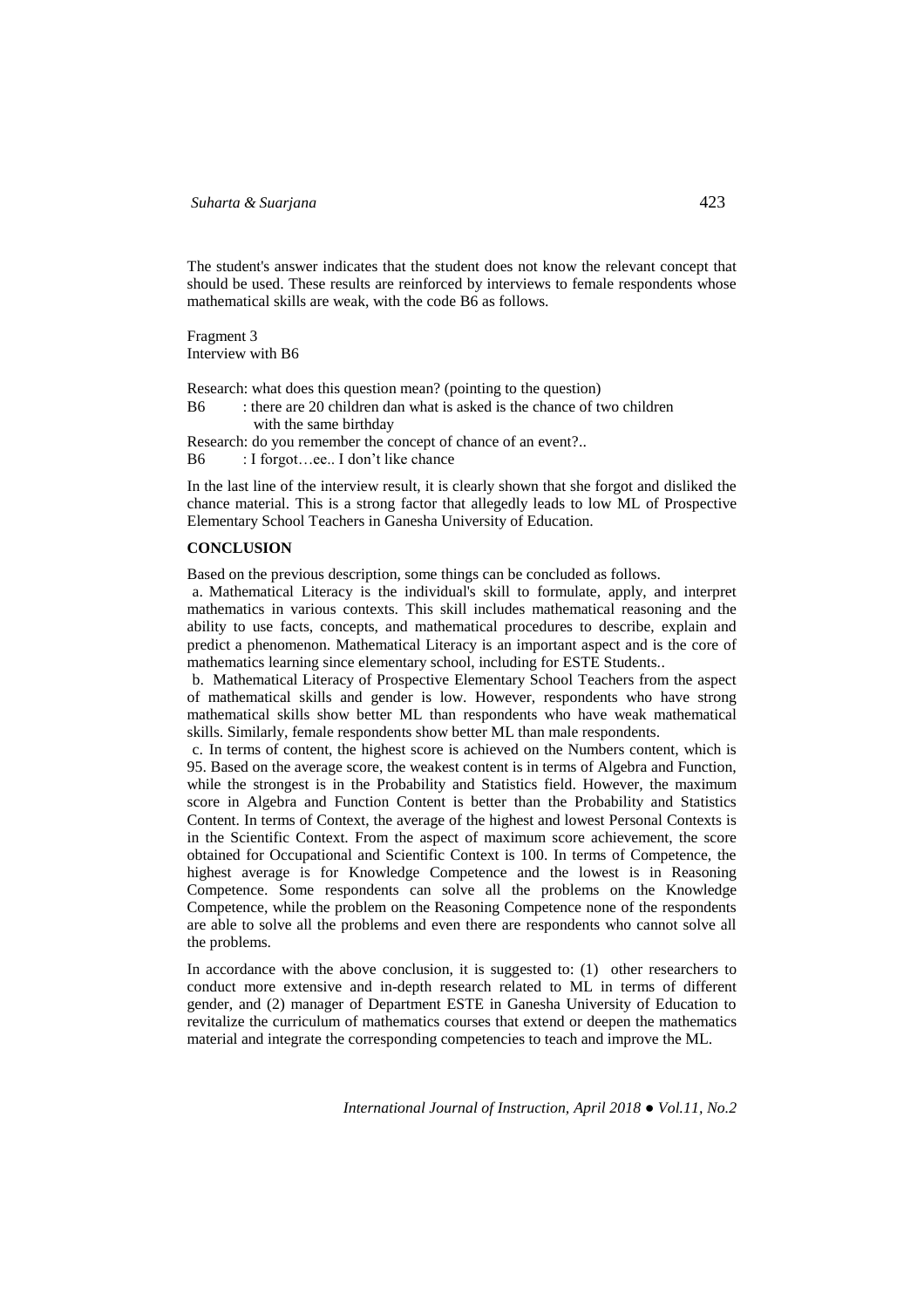The student's answer indicates that the student does not know the relevant concept that should be used. These results are reinforced by interviews to female respondents whose mathematical skills are weak, with the code B6 as follows.

Fragment 3
Interview with B6

Research: what does this question mean? (pointing to the question)
B6 : there are 20 children dan what is asked is the chance of two children with the same birthday
Research: do you remember the concept of chance of an event?..
B6 : I forgot…ee.. I don't like chance

In the last line of the interview result, it is clearly shown that she forgot and disliked the chance material. This is a strong factor that allegedly leads to low ML of Prospective Elementary School Teachers in Ganesha University of Education.

**CONCLUSION**

Based on the previous description, some things can be concluded as follows.

a. Mathematical Literacy is the individual's skill to formulate, apply, and interpret mathematics in various contexts. This skill includes mathematical reasoning and the ability to use facts, concepts, and mathematical procedures to describe, explain and predict a phenomenon. Mathematical Literacy is an important aspect and is the core of mathematics learning since elementary school, including for ESTE Students..

b. Mathematical Literacy of Prospective Elementary School Teachers from the aspect of mathematical skills and gender is low. However, respondents who have strong mathematical skills show better ML than respondents who have weak mathematical skills. Similarly, female respondents show better ML than male respondents.

c. In terms of content, the highest score is achieved on the Numbers content, which is 95. Based on the average score, the weakest content is in terms of Algebra and Function, while the strongest is in the Probability and Statistics field. However, the maximum score in Algebra and Function Content is better than the Probability and Statistics Content. In terms of Context, the average of the highest and lowest Personal Contexts is in the Scientific Context. From the aspect of maximum score achievement, the score obtained for Occupational and Scientific Context is 100. In terms of Competence, the highest average is for Knowledge Competence and the lowest is in Reasoning Competence. Some respondents can solve all the problems on the Knowledge Competence, while the problem on the Reasoning Competence none of the respondents are able to solve all the problems and even there are respondents who cannot solve all the problems.

In accordance with the above conclusion, it is suggested to: (1) other researchers to conduct more extensive and in-depth research related to ML in terms of different gender, and (2) manager of Department ESTE in Ganesha University of Education to revitalize the curriculum of mathematics courses that extend or deepen the mathematics material and integrate the corresponding competencies to teach and improve the ML.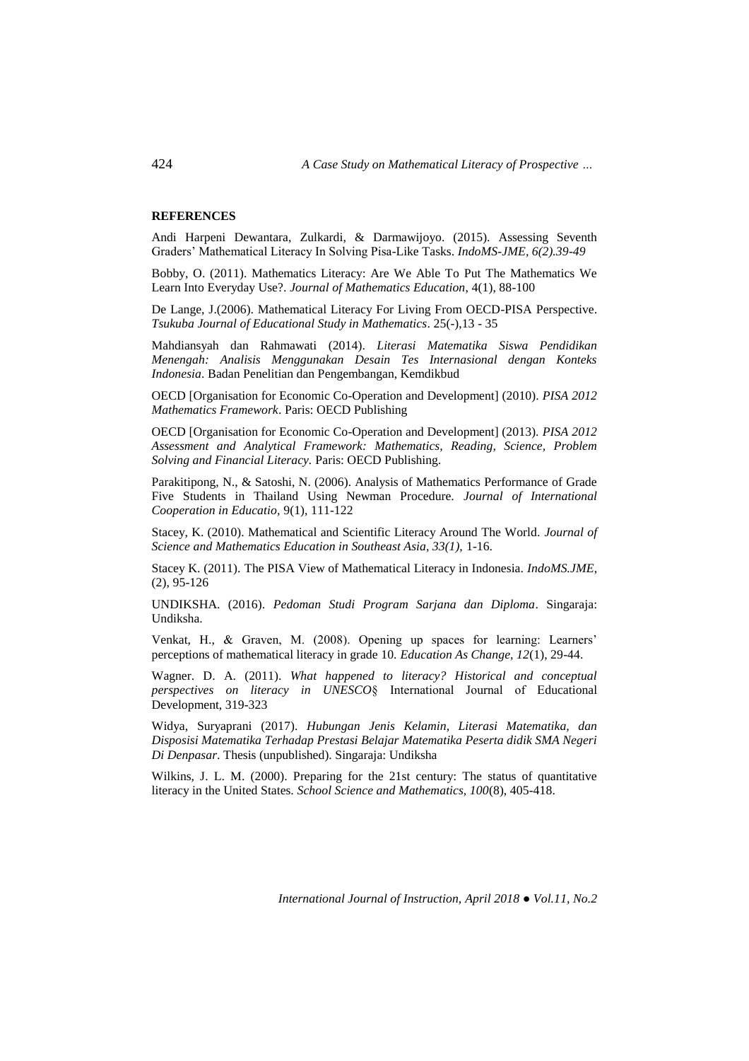**REFERENCES**

Andi Harpeni Dewantara, Zulkardi, & Darmawijoyo. (2015). Assessing Seventh Graders' Mathematical Literacy In Solving Pisa-Like Tasks. *IndoMS-JME, 6(2).39-49*

Bobby, O. (2011). Mathematics Literacy: Are We Able To Put The Mathematics We Learn Into Everyday Use?. *Journal of Mathematics Education*, 4(1), 88-100

De Lange, J.(2006). Mathematical Literacy For Living From OECD-PISA Perspective. *Tsukuba Journal of Educational Study in Mathematics*. 25(-),13 - 35

Mahdiansyah dan Rahmawati (2014). *Literasi Matematika Siswa Pendidikan Menengah: Analisis Menggunakan Desain Tes Internasional dengan Konteks Indonesia*. Badan Penelitian dan Pengembangan, Kemdikbud

OECD [Organisation for Economic Co-Operation and Development] (2010). *PISA 2012 Mathematics Framework*. Paris: OECD Publishing

OECD [Organisation for Economic Co-Operation and Development] (2013). *PISA 2012 Assessment and Analytical Framework: Mathematics, Reading, Science, Problem Solving and Financial Literacy.* Paris: OECD Publishing.

Parakitipong, N., & Satoshi, N. (2006). Analysis of Mathematics Performance of Grade Five Students in Thailand Using Newman Procedure. *Journal of International Cooperation in Educatio*, 9(1), 111-122

Stacey, K. (2010). Mathematical and Scientific Literacy Around The World. *Journal of Science and Mathematics Education in Southeast Asia, 33(1),* 1-16.

Stacey K. (2011). The PISA View of Mathematical Literacy in Indonesia. *IndoMS.JME*, (2), 95-126

UNDIKSHA. (2016). *Pedoman Studi Program Sarjana dan Diploma*. Singaraja: Undiksha.

Venkat, H., & Graven, M. (2008). Opening up spaces for learning: Learners' perceptions of mathematical literacy in grade 10. *Education As Change, 12*(1), 29-44.

Wagner. D. A. (2011). *What happened to literacy? Historical and conceptual perspectives on literacy in UNESCO*§ International Journal of Educational Development, 319-323

Widya, Suryaprani (2017). *Hubungan Jenis Kelamin, Literasi Matematika, dan Disposisi Matematika Terhadap Prestasi Belajar Matematika Peserta didik SMA Negeri Di Denpasar.* Thesis (unpublished). Singaraja: Undiksha

Wilkins, J. L. M. (2000). Preparing for the 21st century: The status of quantitative literacy in the United States. *School Science and Mathematics, 100*(8), 405-418.